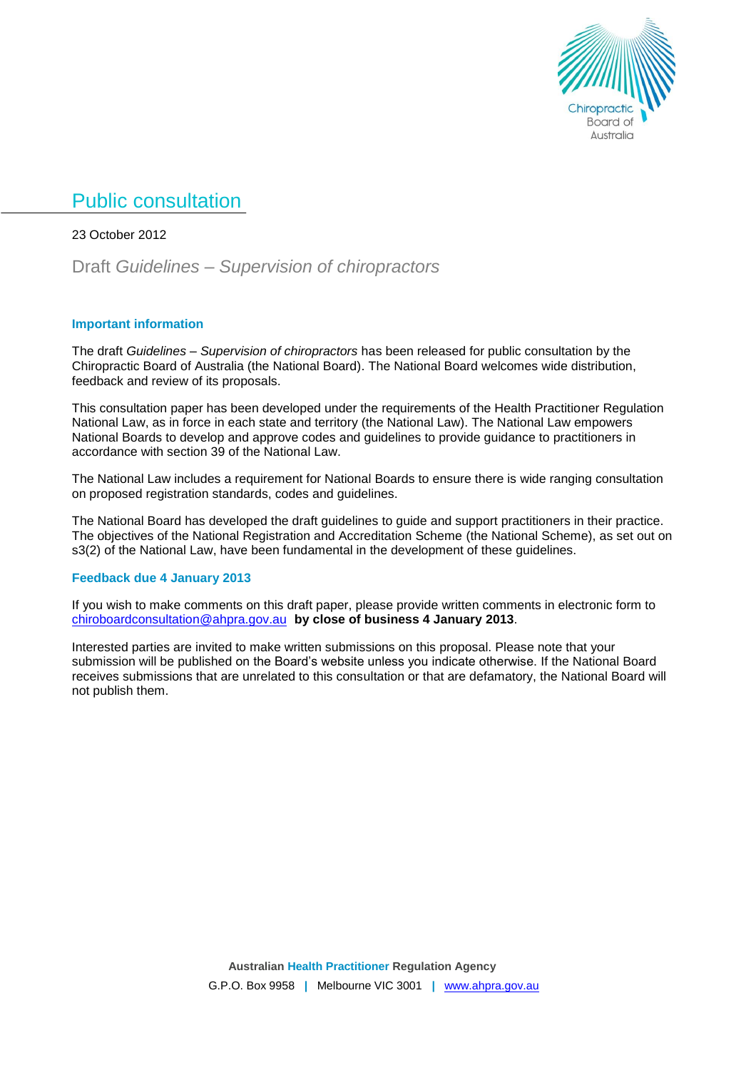# Public consultation

23 October 2012

## Draft *Guidelines – Supervision of chiropractors*

### Important information

The draft *Guidelines – Supervision of chiropractors* has been released for public consultation by the Chiropractic Board of Australia (the National Board). The National Board welcomes wide distribution, feedback and review of its proposals.

This consultation paper has been developed under the requirements of the Health Practitioner Regulation National Law, as in force in each state and territory (the National Law). The National Law empowers National Boards to develop and approve codes and guidelines to provide guidance to practitioners in accordance with section 39 of the National Law.

The National Law includes a requirement for National Boards to ensure there is wide ranging consultation on proposed registration standards, codes and guidelines.

The National Board has developed the draft guidelines to guide and support practitioners in their practice. The objectives of the National Registration and Accreditation Scheme (the National Scheme), as set out on s3(2) of the National Law, have been fundamental in the development of these guidelines.

### Feedback due 4 January 2013

If you wish to make comments on this draft paper, please provide written comments in electronic form to chiroboardconsultation@ahpra.gov.au **by close of business 4 January 2013**.

Interested parties are invited to make written submissions on this proposal. Please note that your submission will be published on the Board's website unless you indicate otherwise. If the National Board receives submissions that are unrelated to this consultation or that are defamatory, the National Board will not publish them.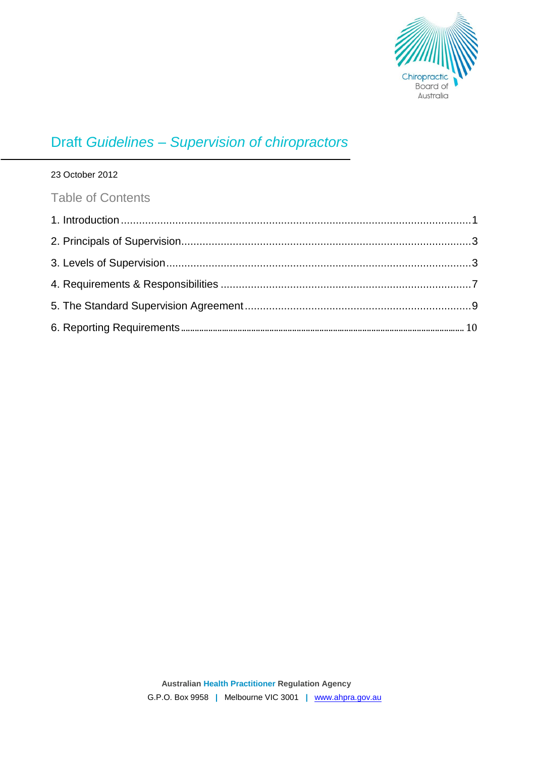Chiropractic Board of Australia

# Draft *Guidelines – Supervision of chiropractors*

23 October 2012

## Table of Contents

1. Introduction ........................................................................................................ 1
2. Principals of Supervision ..................................................................................... 3
3. Levels of Supervision .......................................................................................... 3
4. Requirements & Responsibilities ......................................................................... 7
5. The Standard Supervision Agreement ................................................................. 9
6. Reporting Requirements .................................................................................... 10

**Australian Health Practitioner Regulation Agency**

G.P.O. Box 9958 | Melbourne VIC 3001 | www.ahpra.gov.au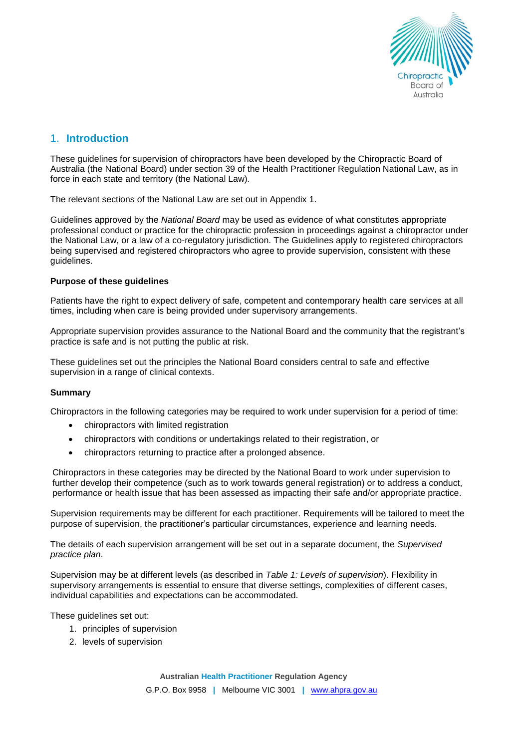## 1. Introduction

These guidelines for supervision of chiropractors have been developed by the Chiropractic Board of Australia (the National Board) under section 39 of the Health Practitioner Regulation National Law, as in force in each state and territory (the National Law).

The relevant sections of the National Law are set out in Appendix 1.

Guidelines approved by the *National Board* may be used as evidence of what constitutes appropriate professional conduct or practice for the chiropractic profession in proceedings against a chiropractor under the National Law, or a law of a co-regulatory jurisdiction. The Guidelines apply to registered chiropractors being supervised and registered chiropractors who agree to provide supervision, consistent with these guidelines.

**Purpose of these guidelines**

Patients have the right to expect delivery of safe, competent and contemporary health care services at all times, including when care is being provided under supervisory arrangements.

Appropriate supervision provides assurance to the National Board and the community that the registrant's practice is safe and is not putting the public at risk.

These guidelines set out the principles the National Board considers central to safe and effective supervision in a range of clinical contexts.

**Summary**

Chiropractors in the following categories may be required to work under supervision for a period of time:

- chiropractors with limited registration
- chiropractors with conditions or undertakings related to their registration, or
- chiropractors returning to practice after a prolonged absence.

Chiropractors in these categories may be directed by the National Board to work under supervision to further develop their competence (such as to work towards general registration) or to address a conduct, performance or health issue that has been assessed as impacting their safe and/or appropriate practice.

Supervision requirements may be different for each practitioner. Requirements will be tailored to meet the purpose of supervision, the practitioner's particular circumstances, experience and learning needs.

The details of each supervision arrangement will be set out in a separate document, the *Supervised practice plan*.

Supervision may be at different levels (as described in *Table 1: Levels of supervision*). Flexibility in supervisory arrangements is essential to ensure that diverse settings, complexities of different cases, individual capabilities and expectations can be accommodated.

These guidelines set out:

1. principles of supervision
2. levels of supervision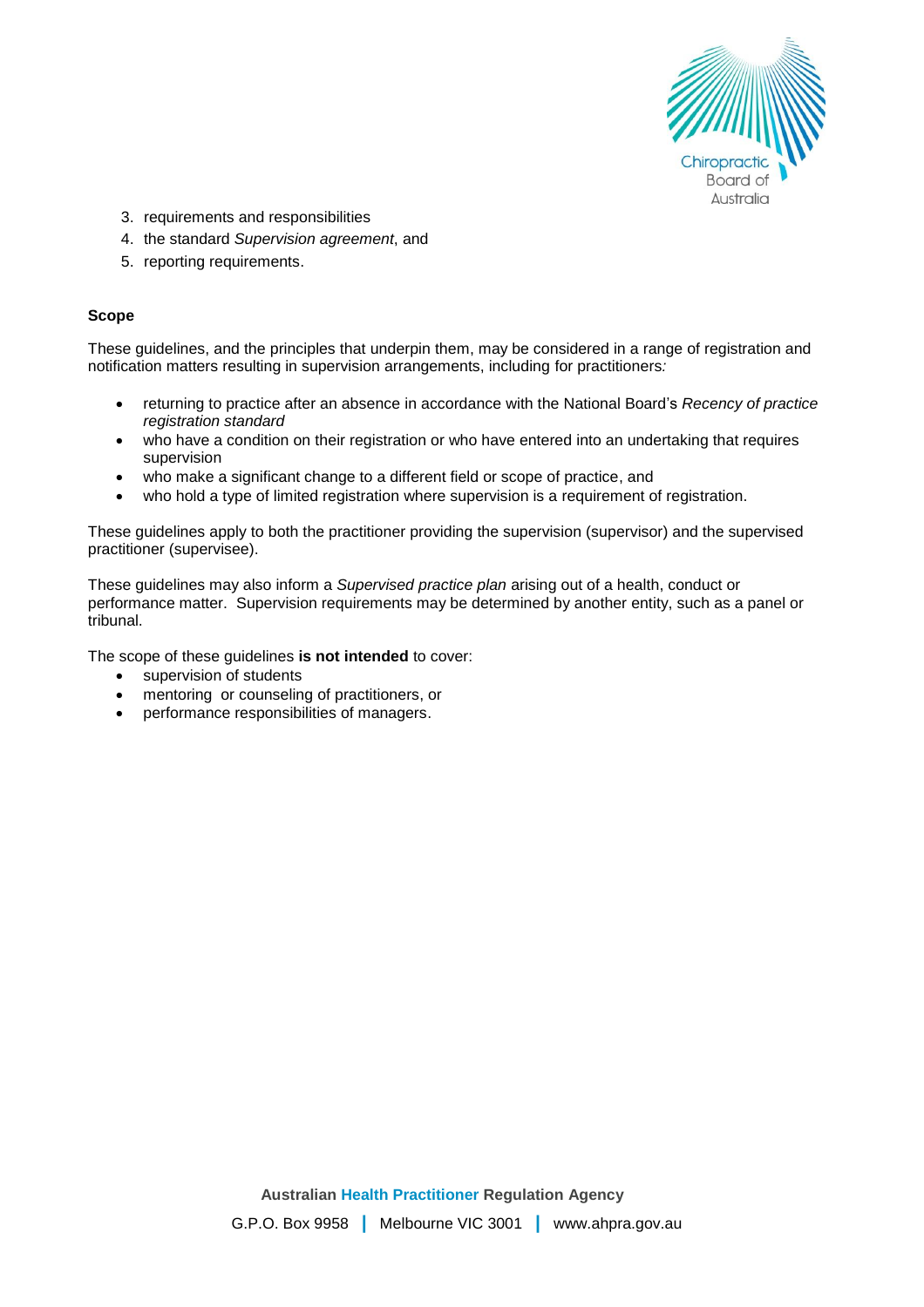3. requirements and responsibilities
4. the standard *Supervision agreement*, and
5. reporting requirements.

**Scope**

These guidelines, and the principles that underpin them, may be considered in a range of registration and notification matters resulting in supervision arrangements, including for practitioners*:*

- returning to practice after an absence in accordance with the National Board's *Recency of practice registration standard*
- who have a condition on their registration or who have entered into an undertaking that requires supervision
- who make a significant change to a different field or scope of practice, and
- who hold a type of limited registration where supervision is a requirement of registration.

These guidelines apply to both the practitioner providing the supervision (supervisor) and the supervised practitioner (supervisee).

These guidelines may also inform a *Supervised practice plan* arising out of a health, conduct or performance matter. Supervision requirements may be determined by another entity, such as a panel or tribunal.

The scope of these guidelines **is not intended** to cover:

- supervision of students
- mentoring or counseling of practitioners, or
- performance responsibilities of managers.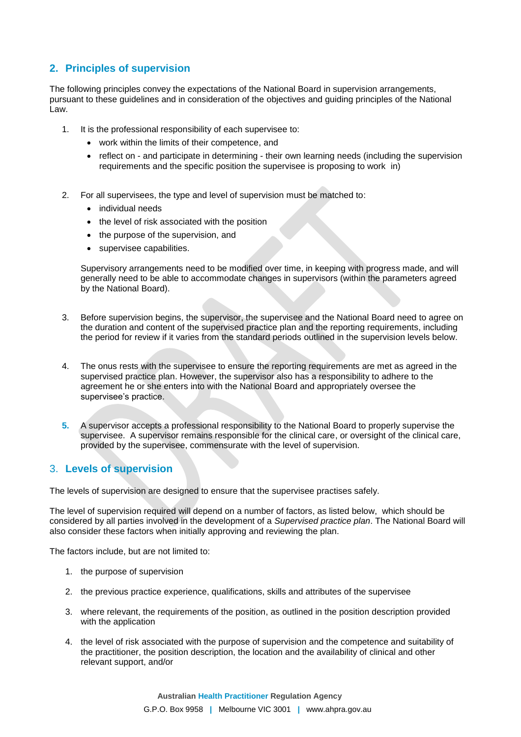## 2. Principles of supervision

The following principles convey the expectations of the National Board in supervision arrangements, pursuant to these guidelines and in consideration of the objectives and guiding principles of the National Law.

1. It is the professional responsibility of each supervisee to:
   - work within the limits of their competence, and
   - reflect on - and participate in determining - their own learning needs (including the supervision requirements and the specific position the supervisee is proposing to work in)

2. For all supervisees, the type and level of supervision must be matched to:
   - individual needs
   - the level of risk associated with the position
   - the purpose of the supervision, and
   - supervisee capabilities.

   Supervisory arrangements need to be modified over time, in keeping with progress made, and will generally need to be able to accommodate changes in supervisors (within the parameters agreed by the National Board).

3. Before supervision begins, the supervisor, the supervisee and the National Board need to agree on the duration and content of the supervised practice plan and the reporting requirements, including the period for review if it varies from the standard periods outlined in the supervision levels below.

4. The onus rests with the supervisee to ensure the reporting requirements are met as agreed in the supervised practice plan. However, the supervisor also has a responsibility to adhere to the agreement he or she enters into with the National Board and appropriately oversee the supervisee's practice.

5. A supervisor accepts a professional responsibility to the National Board to properly supervise the supervisee. A supervisor remains responsible for the clinical care, or oversight of the clinical care, provided by the supervisee, commensurate with the level of supervision.

## 3. Levels of supervision

The levels of supervision are designed to ensure that the supervisee practises safely.

The level of supervision required will depend on a number of factors, as listed below, which should be considered by all parties involved in the development of a *Supervised practice plan*. The National Board will also consider these factors when initially approving and reviewing the plan.

The factors include, but are not limited to:

1. the purpose of supervision
2. the previous practice experience, qualifications, skills and attributes of the supervisee
3. where relevant, the requirements of the position, as outlined in the position description provided with the application
4. the level of risk associated with the purpose of supervision and the competence and suitability of the practitioner, the position description, the location and the availability of clinical and other relevant support, and/or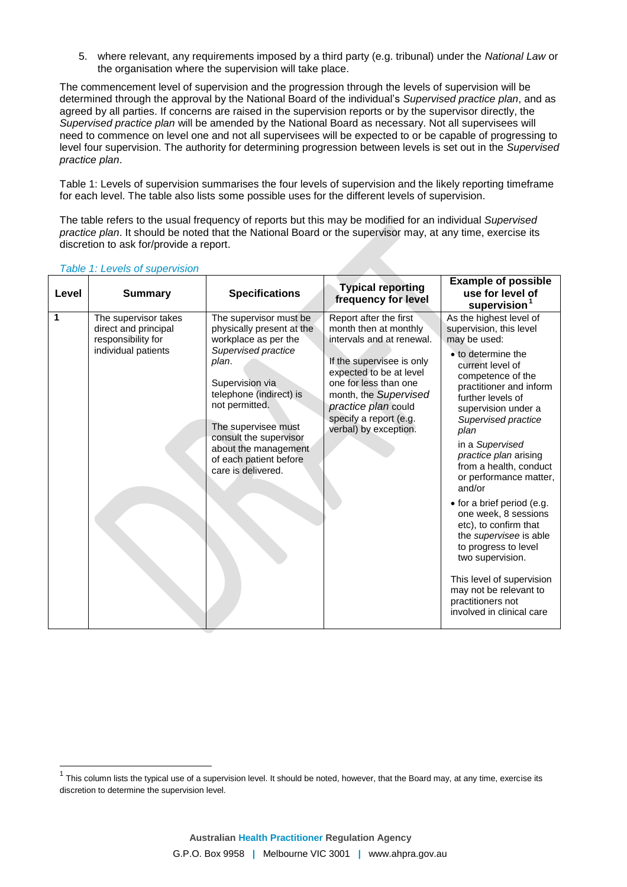5. where relevant, any requirements imposed by a third party (e.g. tribunal) under the *National Law* or the organisation where the supervision will take place.

The commencement level of supervision and the progression through the levels of supervision will be determined through the approval by the National Board of the individual's *Supervised practice plan*, and as agreed by all parties. If concerns are raised in the supervision reports or by the supervisor directly, the *Supervised practice plan* will be amended by the National Board as necessary. Not all supervisees will need to commence on level one and not all supervisees will be expected to or be capable of progressing to level four supervision. The authority for determining progression between levels is set out in the *Supervised practice plan*.

Table 1: Levels of supervision summarises the four levels of supervision and the likely reporting timeframe for each level. The table also lists some possible uses for the different levels of supervision.

The table refers to the usual frequency of reports but this may be modified for an individual *Supervised practice plan*. It should be noted that the National Board or the supervisor may, at any time, exercise its discretion to ask for/provide a report.

*Table 1: Levels of supervision*

| Level | Summary | Specifications | Typical reporting frequency for level | Example of possible use for level of supervision[1] |
|---|---|---|---|---|
| 1 | The supervisor takes direct and principal responsibility for individual patients | The supervisor must be physically present at the workplace as per the *Supervised practice plan*.<br><br>Supervision via telephone (indirect) is not permitted.<br><br>The supervisee must consult the supervisor about the management of each patient before care is delivered. | Report after the first month then at monthly intervals and at renewal.<br><br>If the supervisee is only expected to be at level one for less than one month, the *Supervised practice plan* could specify a report (e.g. verbal) by exception. | As the highest level of supervision, this level may be used:<br>• to determine the current level of competence of the practitioner and inform further levels of supervision under a *Supervised practice plan*<br>in a *Supervised practice plan* arising from a health, conduct or performance matter, and/or<br>• for a brief period (e.g. one week, 8 sessions etc), to confirm that the *supervisee* is able to progress to level two supervision.<br><br>This level of supervision may not be relevant to practitioners not involved in clinical care |

[1] This column lists the typical use of a supervision level. It should be noted, however, that the Board may, at any time, exercise its discretion to determine the supervision level.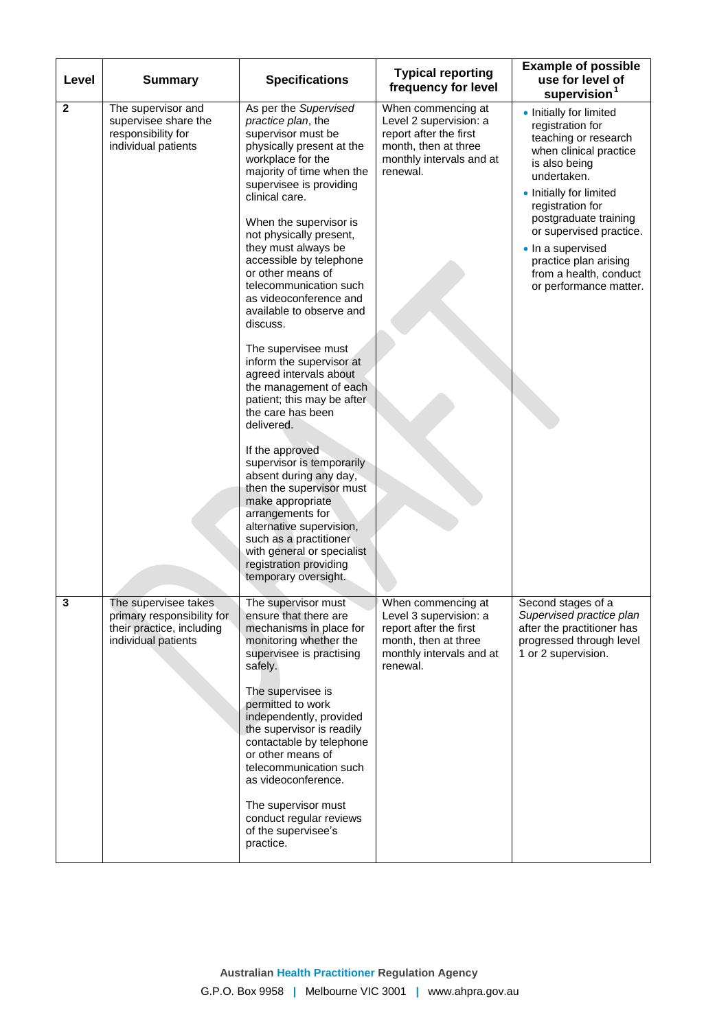| Level | Summary | Specifications | Typical reporting frequency for level | Example of possible use for level of supervision[1] |
|---|---|---|---|---|
| **2** | The supervisor and supervisee share the responsibility for individual patients | As per the *Supervised practice plan*, the supervisor must be physically present at the workplace for the majority of time when the supervisee is providing clinical care.<br><br>When the supervisor is not physically present, they must always be accessible by telephone or other means of telecommunication such as videoconference and available to observe and discuss.<br><br>The supervisee must inform the supervisor at agreed intervals about the management of each patient; this may be after the care has been delivered.<br><br>If the approved supervisor is temporarily absent during any day, then the supervisor must make appropriate arrangements for alternative supervision, such as a practitioner with general or specialist registration providing temporary oversight. | When commencing at Level 2 supervision: a report after the first month, then at three monthly intervals and at renewal. | • Initially for limited registration for teaching or research when clinical practice is also being undertaken.<br>• Initially for limited registration for postgraduate training or supervised practice.<br>• In a supervised practice plan arising from a health, conduct or performance matter. |
| **3** | The supervisee takes primary responsibility for their practice, including individual patients | The supervisor must ensure that there are mechanisms in place for monitoring whether the supervisee is practising safely.<br><br>The supervisee is permitted to work independently, provided the supervisor is readily contactable by telephone or other means of telecommunication such as videoconference.<br><br>The supervisor must conduct regular reviews of the supervisee's practice. | When commencing at Level 3 supervision: a report after the first month, then at three monthly intervals and at renewal. | Second stages of a *Supervised practice plan* after the practitioner has progressed through level 1 or 2 supervision. |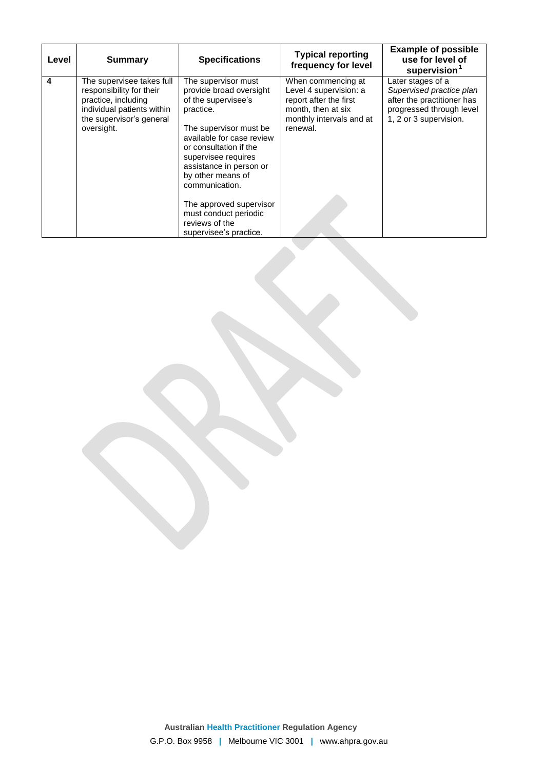| Level | Summary | Specifications | Typical reporting frequency for level | Example of possible use for level of supervision[1] |
|---|---|---|---|---|
| 4 | The supervisee takes full responsibility for their practice, including individual patients within the supervisor's general oversight. | The supervisor must provide broad oversight of the supervisee's practice.<br><br>The supervisor must be available for case review or consultation if the supervisee requires assistance in person or by other means of communication.<br><br>The approved supervisor must conduct periodic reviews of the supervisee's practice. | When commencing at Level 4 supervision: a report after the first month, then at six monthly intervals and at renewal. | Later stages of a *Supervised practice plan* after the practitioner has progressed through level 1, 2 or 3 supervision. |

DRAFT

**Australian Health Practitioner Regulation Agency**

G.P.O. Box 9958 | Melbourne VIC 3001 | www.ahpra.gov.au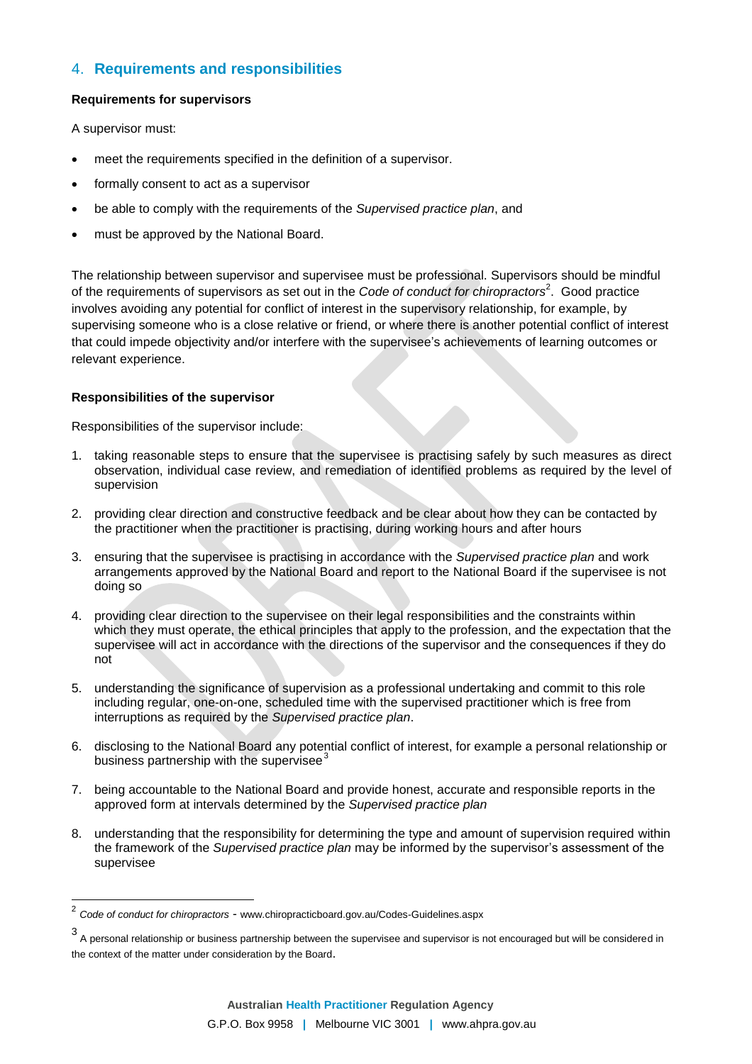## 4. Requirements and responsibilities

**Requirements for supervisors**

A supervisor must:

- meet the requirements specified in the definition of a supervisor.
- formally consent to act as a supervisor
- be able to comply with the requirements of the *Supervised practice plan*, and
- must be approved by the National Board.

The relationship between supervisor and supervisee must be professional. Supervisors should be mindful of the requirements of supervisors as set out in the *Code of conduct for chiropractors*[2]. Good practice involves avoiding any potential for conflict of interest in the supervisory relationship, for example, by supervising someone who is a close relative or friend, or where there is another potential conflict of interest that could impede objectivity and/or interfere with the supervisee's achievements of learning outcomes or relevant experience.

**Responsibilities of the supervisor**

Responsibilities of the supervisor include:

1. taking reasonable steps to ensure that the supervisee is practising safely by such measures as direct observation, individual case review, and remediation of identified problems as required by the level of supervision
2. providing clear direction and constructive feedback and be clear about how they can be contacted by the practitioner when the practitioner is practising, during working hours and after hours
3. ensuring that the supervisee is practising in accordance with the *Supervised practice plan* and work arrangements approved by the National Board and report to the National Board if the supervisee is not doing so
4. providing clear direction to the supervisee on their legal responsibilities and the constraints within which they must operate, the ethical principles that apply to the profession, and the expectation that the supervisee will act in accordance with the directions of the supervisor and the consequences if they do not
5. understanding the significance of supervision as a professional undertaking and commit to this role including regular, one-on-one, scheduled time with the supervised practitioner which is free from interruptions as required by the *Supervised practice plan*.
6. disclosing to the National Board any potential conflict of interest, for example a personal relationship or business partnership with the supervisee[3]
7. being accountable to the National Board and provide honest, accurate and responsible reports in the approved form at intervals determined by the *Supervised practice plan*
8. understanding that the responsibility for determining the type and amount of supervision required within the framework of the *Supervised practice plan* may be informed by the supervisor's assessment of the supervisee

---

[2] *Code of conduct for chiropractors* - www.chiropracticboard.gov.au/Codes-Guidelines.aspx

[3] A personal relationship or business partnership between the supervisee and supervisor is not encouraged but will be considered in the context of the matter under consideration by the Board.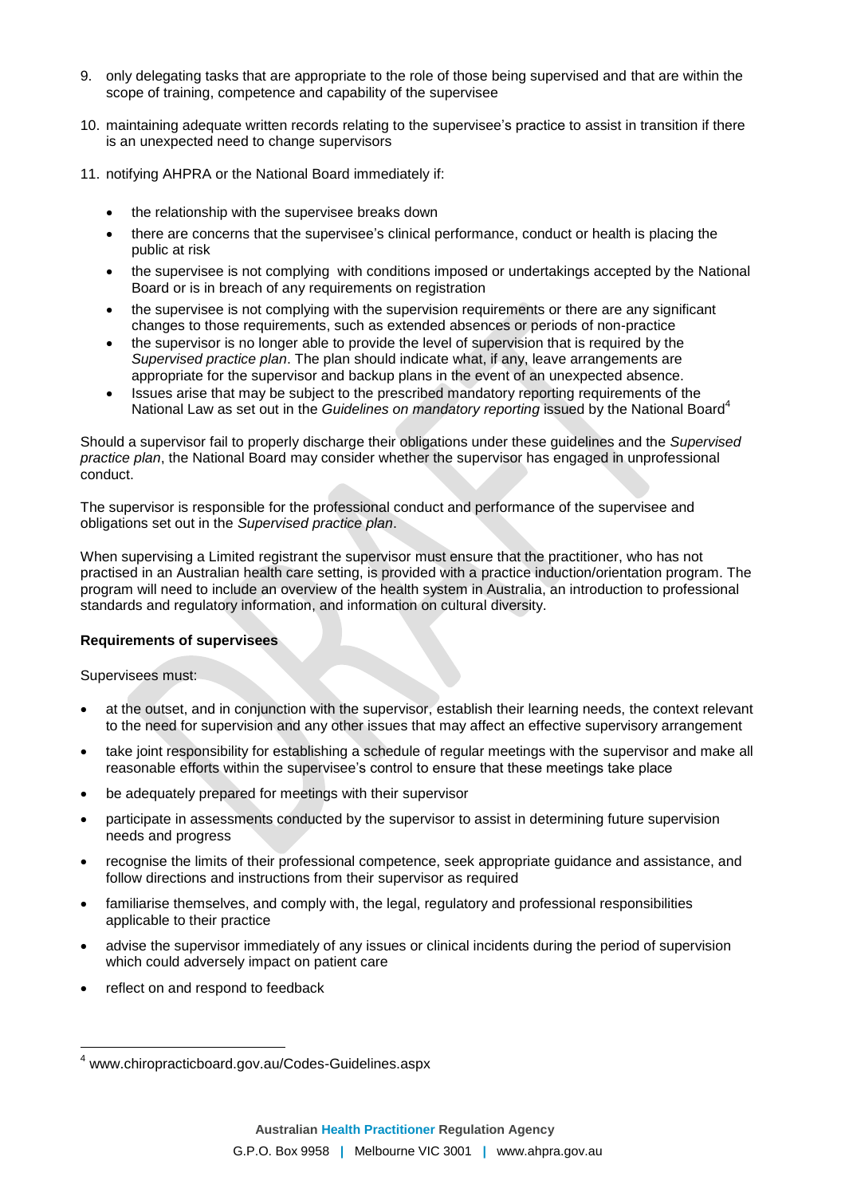9. only delegating tasks that are appropriate to the role of those being supervised and that are within the scope of training, competence and capability of the supervisee

10. maintaining adequate written records relating to the supervisee's practice to assist in transition if there is an unexpected need to change supervisors

11. notifying AHPRA or the National Board immediately if:

    - the relationship with the supervisee breaks down
    - there are concerns that the supervisee's clinical performance, conduct or health is placing the public at risk
    - the supervisee is not complying with conditions imposed or undertakings accepted by the National Board or is in breach of any requirements on registration
    - the supervisee is not complying with the supervision requirements or there are any significant changes to those requirements, such as extended absences or periods of non-practice
    - the supervisor is no longer able to provide the level of supervision that is required by the *Supervised practice plan*. The plan should indicate what, if any, leave arrangements are appropriate for the supervisor and backup plans in the event of an unexpected absence.
    - Issues arise that may be subject to the prescribed mandatory reporting requirements of the National Law as set out in the *Guidelines on mandatory reporting* issued by the National Board[4]

Should a supervisor fail to properly discharge their obligations under these guidelines and the *Supervised practice plan*, the National Board may consider whether the supervisor has engaged in unprofessional conduct.

The supervisor is responsible for the professional conduct and performance of the supervisee and obligations set out in the *Supervised practice plan*.

When supervising a Limited registrant the supervisor must ensure that the practitioner, who has not practised in an Australian health care setting, is provided with a practice induction/orientation program. The program will need to include an overview of the health system in Australia, an introduction to professional standards and regulatory information, and information on cultural diversity.

**Requirements of supervisees**

Supervisees must:

- at the outset, and in conjunction with the supervisor, establish their learning needs, the context relevant to the need for supervision and any other issues that may affect an effective supervisory arrangement
- take joint responsibility for establishing a schedule of regular meetings with the supervisor and make all reasonable efforts within the supervisee's control to ensure that these meetings take place
- be adequately prepared for meetings with their supervisor
- participate in assessments conducted by the supervisor to assist in determining future supervision needs and progress
- recognise the limits of their professional competence, seek appropriate guidance and assistance, and follow directions and instructions from their supervisor as required
- familiarise themselves, and comply with, the legal, regulatory and professional responsibilities applicable to their practice
- advise the supervisor immediately of any issues or clinical incidents during the period of supervision which could adversely impact on patient care
- reflect on and respond to feedback

[4] www.chiropracticboard.gov.au/Codes-Guidelines.aspx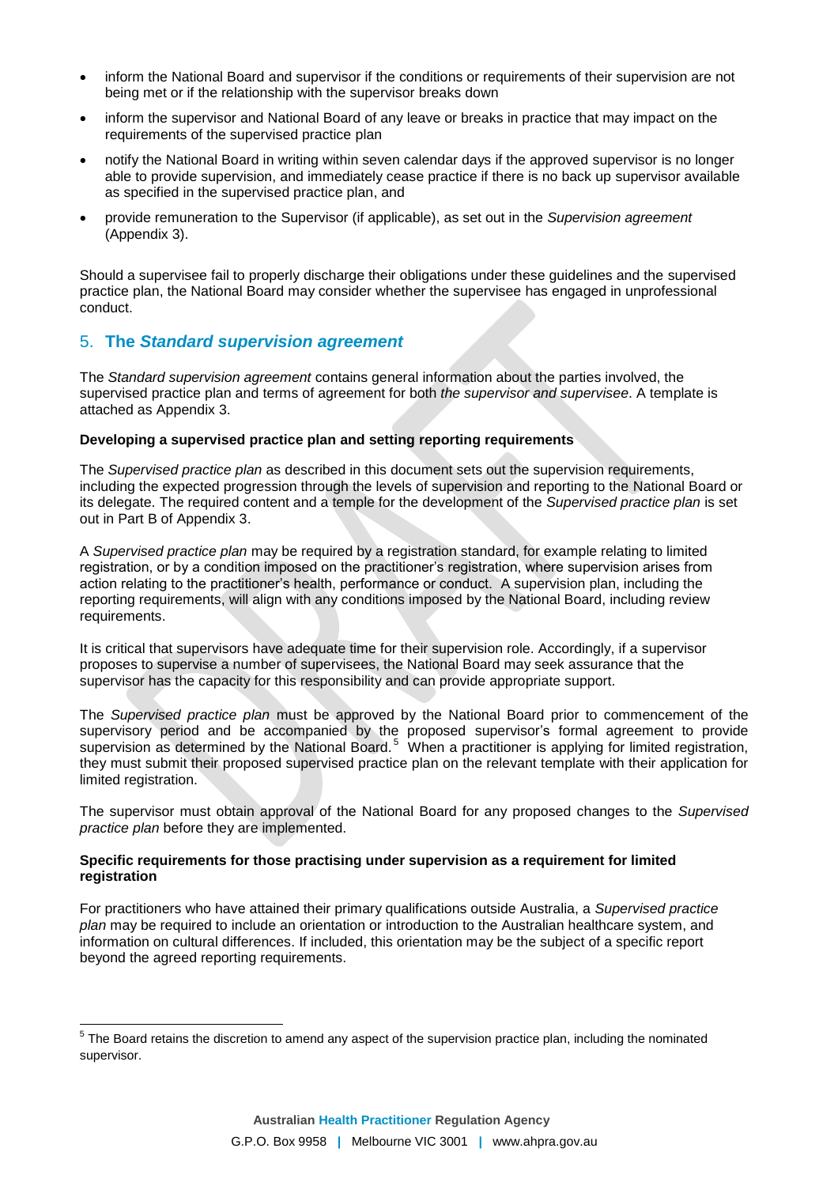- inform the National Board and supervisor if the conditions or requirements of their supervision are not being met or if the relationship with the supervisor breaks down
- inform the supervisor and National Board of any leave or breaks in practice that may impact on the requirements of the supervised practice plan
- notify the National Board in writing within seven calendar days if the approved supervisor is no longer able to provide supervision, and immediately cease practice if there is no back up supervisor available as specified in the supervised practice plan, and
- provide remuneration to the Supervisor (if applicable), as set out in the *Supervision agreement* (Appendix 3).

Should a supervisee fail to properly discharge their obligations under these guidelines and the supervised practice plan, the National Board may consider whether the supervisee has engaged in unprofessional conduct.

## 5. The *Standard supervision agreement*

The *Standard supervision agreement* contains general information about the parties involved, the supervised practice plan and terms of agreement for both *the supervisor and supervisee*. A template is attached as Appendix 3.

**Developing a supervised practice plan and setting reporting requirements**

The *Supervised practice plan* as described in this document sets out the supervision requirements, including the expected progression through the levels of supervision and reporting to the National Board or its delegate. The required content and a temple for the development of the *Supervised practice plan* is set out in Part B of Appendix 3.

A *Supervised practice plan* may be required by a registration standard, for example relating to limited registration, or by a condition imposed on the practitioner's registration, where supervision arises from action relating to the practitioner's health, performance or conduct. A supervision plan, including the reporting requirements, will align with any conditions imposed by the National Board, including review requirements.

It is critical that supervisors have adequate time for their supervision role. Accordingly, if a supervisor proposes to supervise a number of supervisees, the National Board may seek assurance that the supervisor has the capacity for this responsibility and can provide appropriate support.

The *Supervised practice plan* must be approved by the National Board prior to commencement of the supervisory period and be accompanied by the proposed supervisor's formal agreement to provide supervision as determined by the National Board.[5] When a practitioner is applying for limited registration, they must submit their proposed supervised practice plan on the relevant template with their application for limited registration.

The supervisor must obtain approval of the National Board for any proposed changes to the *Supervised practice plan* before they are implemented.

**Specific requirements for those practising under supervision as a requirement for limited registration**

For practitioners who have attained their primary qualifications outside Australia, a *Supervised practice plan* may be required to include an orientation or introduction to the Australian healthcare system, and information on cultural differences. If included, this orientation may be the subject of a specific report beyond the agreed reporting requirements.

---

[5] The Board retains the discretion to amend any aspect of the supervision practice plan, including the nominated supervisor.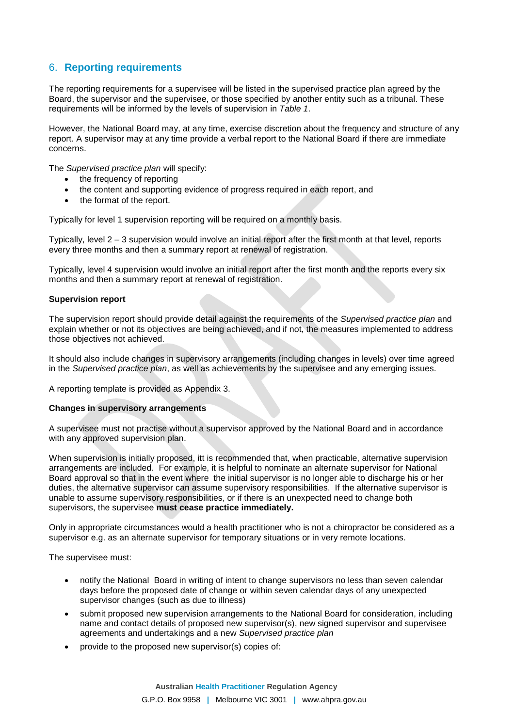## 6. **Reporting requirements**

The reporting requirements for a supervisee will be listed in the supervised practice plan agreed by the Board, the supervisor and the supervisee, or those specified by another entity such as a tribunal. These requirements will be informed by the levels of supervision in *Table 1*.

However, the National Board may, at any time, exercise discretion about the frequency and structure of any report. A supervisor may at any time provide a verbal report to the National Board if there are immediate concerns.

The *Supervised practice plan* will specify:

- the frequency of reporting
- the content and supporting evidence of progress required in each report, and
- the format of the report.

Typically for level 1 supervision reporting will be required on a monthly basis.

Typically, level 2 – 3 supervision would involve an initial report after the first month at that level, reports every three months and then a summary report at renewal of registration.

Typically, level 4 supervision would involve an initial report after the first month and the reports every six months and then a summary report at renewal of registration.

**Supervision report**

The supervision report should provide detail against the requirements of the *Supervised practice plan* and explain whether or not its objectives are being achieved, and if not, the measures implemented to address those objectives not achieved.

It should also include changes in supervisory arrangements (including changes in levels) over time agreed in the *Supervised practice plan*, as well as achievements by the supervisee and any emerging issues.

A reporting template is provided as Appendix 3.

**Changes in supervisory arrangements**

A supervisee must not practise without a supervisor approved by the National Board and in accordance with any approved supervision plan.

When supervision is initially proposed, itt is recommended that, when practicable, alternative supervision arrangements are included. For example, it is helpful to nominate an alternate supervisor for National Board approval so that in the event where the initial supervisor is no longer able to discharge his or her duties, the alternative supervisor can assume supervisory responsibilities. If the alternative supervisor is unable to assume supervisory responsibilities, or if there is an unexpected need to change both supervisors, the supervisee **must cease practice immediately.**

Only in appropriate circumstances would a health practitioner who is not a chiropractor be considered as a supervisor e.g. as an alternate supervisor for temporary situations or in very remote locations.

The supervisee must:

- notify the National Board in writing of intent to change supervisors no less than seven calendar days before the proposed date of change or within seven calendar days of any unexpected supervisor changes (such as due to illness)
- submit proposed new supervision arrangements to the National Board for consideration, including name and contact details of proposed new supervisor(s), new signed supervisor and supervisee agreements and undertakings and a new *Supervised practice plan*
- provide to the proposed new supervisor(s) copies of: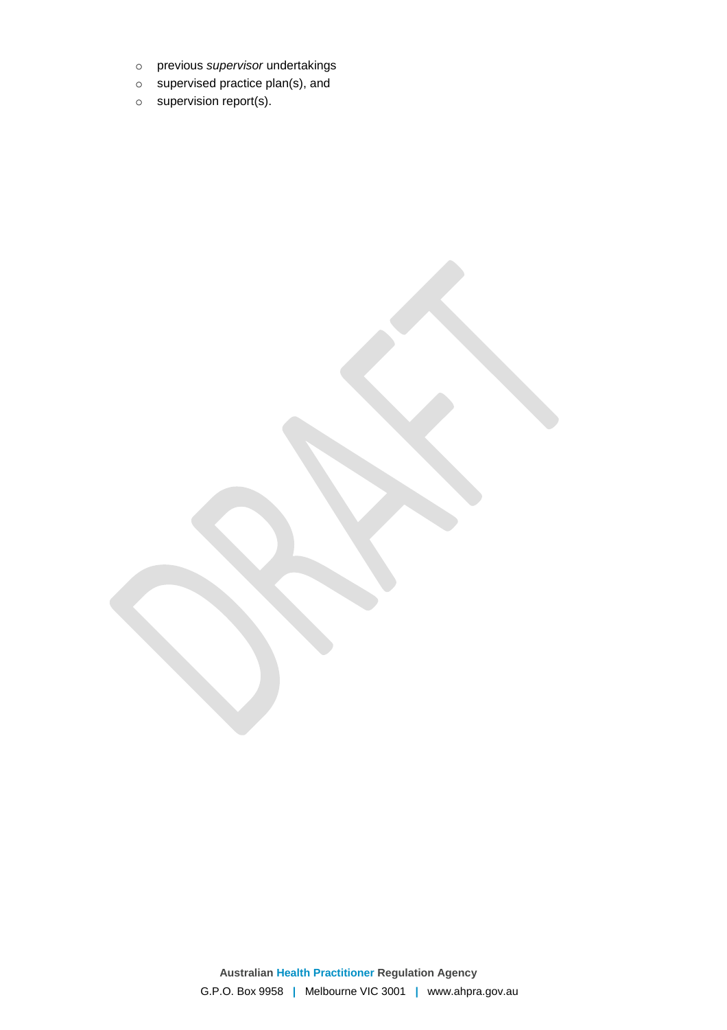- previous *supervisor* undertakings
- supervised practice plan(s), and
- supervision report(s).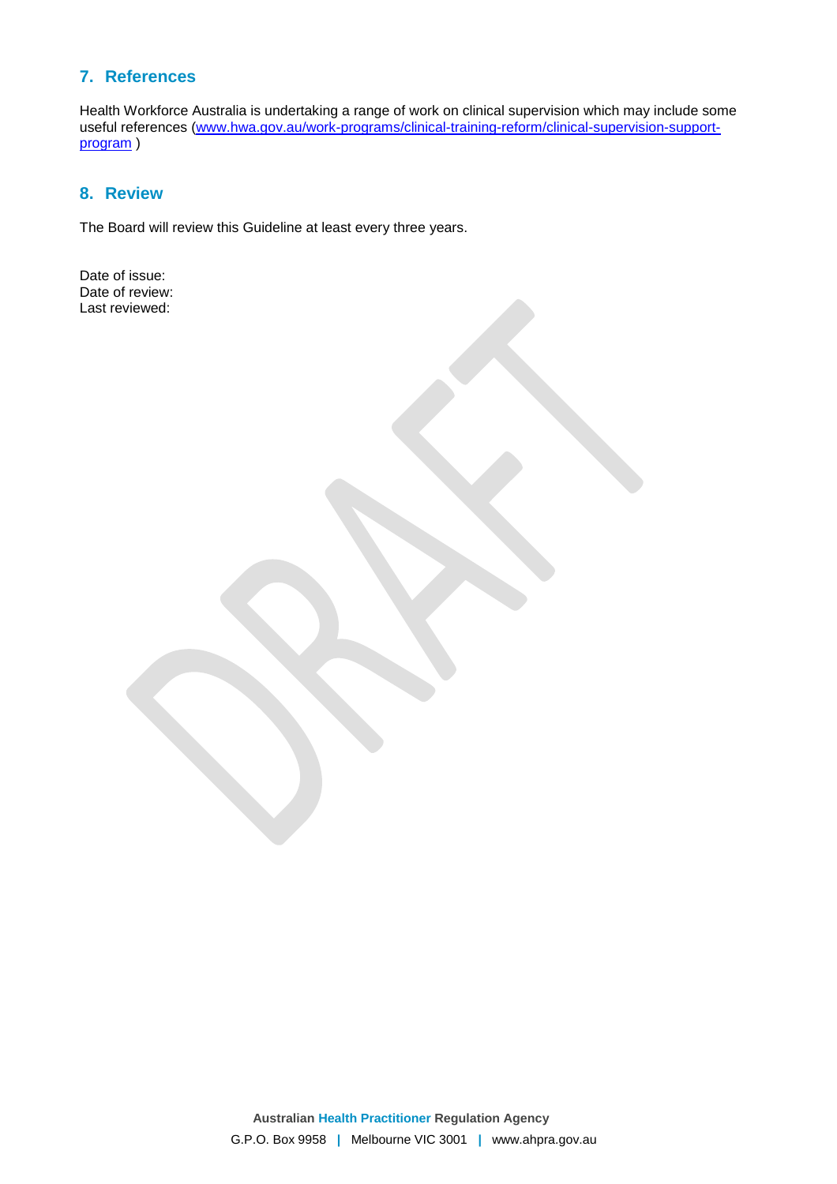## 7. References

Health Workforce Australia is undertaking a range of work on clinical supervision which may include some useful references ([www.hwa.gov.au/work-programs/clinical-training-reform/clinical-supervision-support-program](http://www.hwa.gov.au/work-programs/clinical-training-reform/clinical-supervision-support-program) )

## 8. Review

The Board will review this Guideline at least every three years.

Date of issue:
Date of review:
Last reviewed: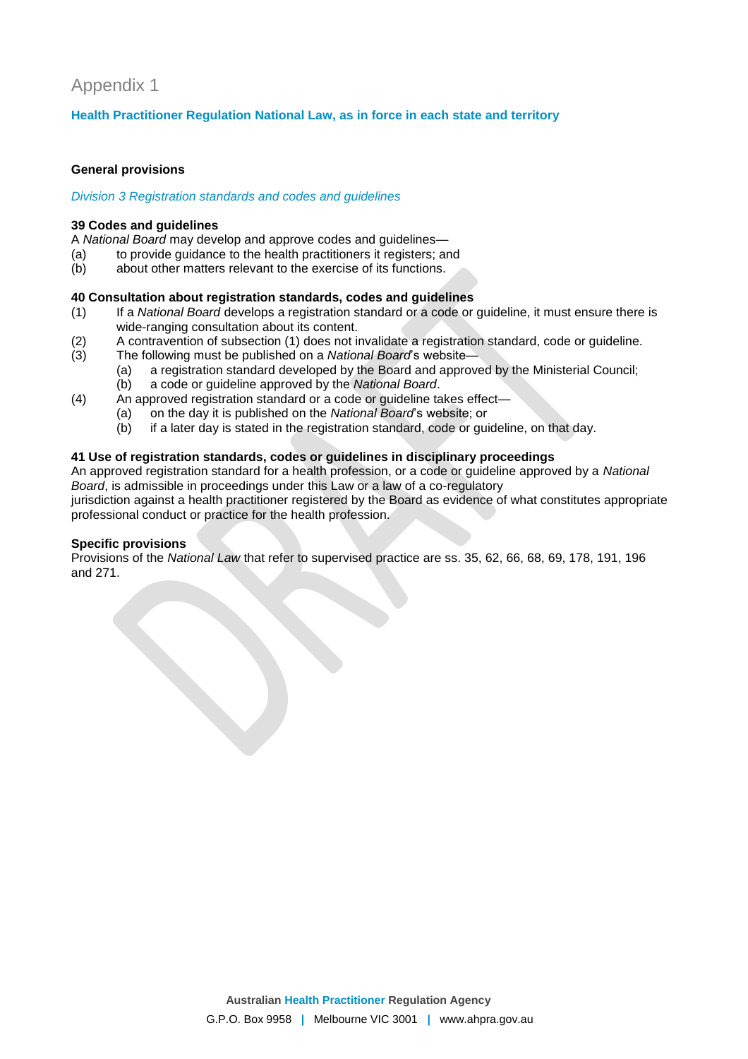# Appendix 1

## Health Practitioner Regulation National Law, as in force in each state and territory

**General provisions**

*Division 3 Registration standards and codes and guidelines*

**39 Codes and guidelines**

A *National Board* may develop and approve codes and guidelines—

(a) to provide guidance to the health practitioners it registers; and
(b) about other matters relevant to the exercise of its functions.

**40 Consultation about registration standards, codes and guidelines**

(1) If a *National Board* develops a registration standard or a code or guideline, it must ensure there is wide-ranging consultation about its content.
(2) A contravention of subsection (1) does not invalidate a registration standard, code or guideline.
(3) The following must be published on a *National Board*'s website—
  (a) a registration standard developed by the Board and approved by the Ministerial Council;
  (b) a code or guideline approved by the *National Board*.
(4) An approved registration standard or a code or guideline takes effect—
  (a) on the day it is published on the *National Board*'s website; or
  (b) if a later day is stated in the registration standard, code or guideline, on that day.

**41 Use of registration standards, codes or guidelines in disciplinary proceedings**

An approved registration standard for a health profession, or a code or guideline approved by a *National Board*, is admissible in proceedings under this Law or a law of a co-regulatory jurisdiction against a health practitioner registered by the Board as evidence of what constitutes appropriate professional conduct or practice for the health profession.

**Specific provisions**

Provisions of the *National Law* that refer to supervised practice are ss. 35, 62, 66, 68, 69, 178, 191, 196 and 271.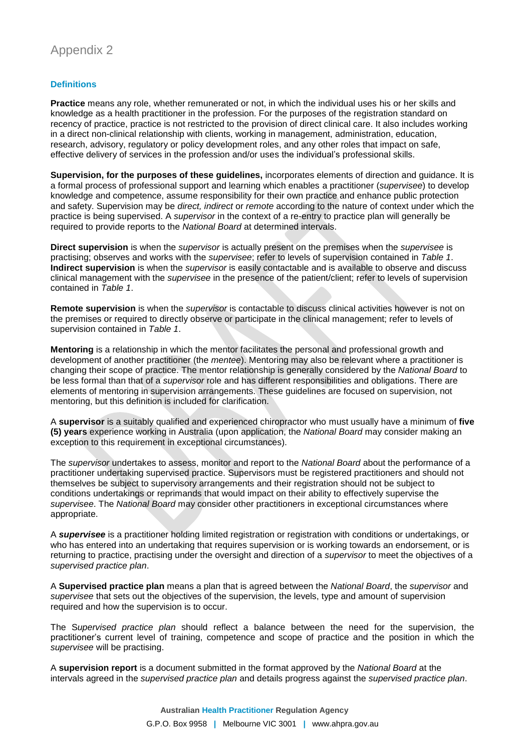# Appendix 2

## Definitions

**Practice** means any role, whether remunerated or not, in which the individual uses his or her skills and knowledge as a health practitioner in the profession. For the purposes of the registration standard on recency of practice, practice is not restricted to the provision of direct clinical care. It also includes working in a direct non-clinical relationship with clients, working in management, administration, education, research, advisory, regulatory or policy development roles, and any other roles that impact on safe, effective delivery of services in the profession and/or uses the individual's professional skills.

**Supervision, for the purposes of these guidelines,** incorporates elements of direction and guidance. It is a formal process of professional support and learning which enables a practitioner (*supervisee*) to develop knowledge and competence, assume responsibility for their own practice and enhance public protection and safety. Supervision may be *direct, indirect* or *remote* according to the nature of context under which the practice is being supervised. A *supervisor* in the context of a re-entry to practice plan will generally be required to provide reports to the *National Board* at determined intervals.

**Direct supervision** is when the *supervisor* is actually present on the premises when the *supervisee* is practising; observes and works with the *supervisee*; refer to levels of supervision contained in *Table 1*.
**Indirect supervision** is when the *supervisor* is easily contactable and is available to observe and discuss clinical management with the *supervisee* in the presence of the patient/client; refer to levels of supervision contained in *Table 1*.

**Remote supervision** is when the *supervisor* is contactable to discuss clinical activities however is not on the premises or required to directly observe or participate in the clinical management; refer to levels of supervision contained in *Table 1*.

**Mentoring** is a relationship in which the mentor facilitates the personal and professional growth and development of another practitioner (the *mentee*). Mentoring may also be relevant where a practitioner is changing their scope of practice. The mentor relationship is generally considered by the *National Board* to be less formal than that of a *supervisor* role and has different responsibilities and obligations. There are elements of mentoring in supervision arrangements. These guidelines are focused on supervision, not mentoring, but this definition is included for clarification.

A **supervisor** is a suitably qualified and experienced chiropractor who must usually have a minimum of **five (5) years** experience working in Australia (upon application, the *National Board* may consider making an exception to this requirement in exceptional circumstances).

The *supervisor* undertakes to assess, monitor and report to the *National Board* about the performance of a practitioner undertaking supervised practice. Supervisors must be registered practitioners and should not themselves be subject to supervisory arrangements and their registration should not be subject to conditions undertakings or reprimands that would impact on their ability to effectively supervise the *supervisee*. The *National Board* may consider other practitioners in exceptional circumstances where appropriate.

A ***supervisee*** is a practitioner holding limited registration or registration with conditions or undertakings, or who has entered into an undertaking that requires supervision or is working towards an endorsement, or is returning to practice, practising under the oversight and direction of a *supervisor* to meet the objectives of a *supervised practice plan*.

A **Supervised practice plan** means a plan that is agreed between the *National Board*, the *supervisor* and *supervisee* that sets out the objectives of the supervision, the levels, type and amount of supervision required and how the supervision is to occur.

The S*upervised practice plan* should reflect a balance between the need for the supervision, the practitioner's current level of training, competence and scope of practice and the position in which the *supervisee* will be practising.

A **supervision report** is a document submitted in the format approved by the *National Board* at the intervals agreed in the *supervised practice plan* and details progress against the *supervised practice plan*.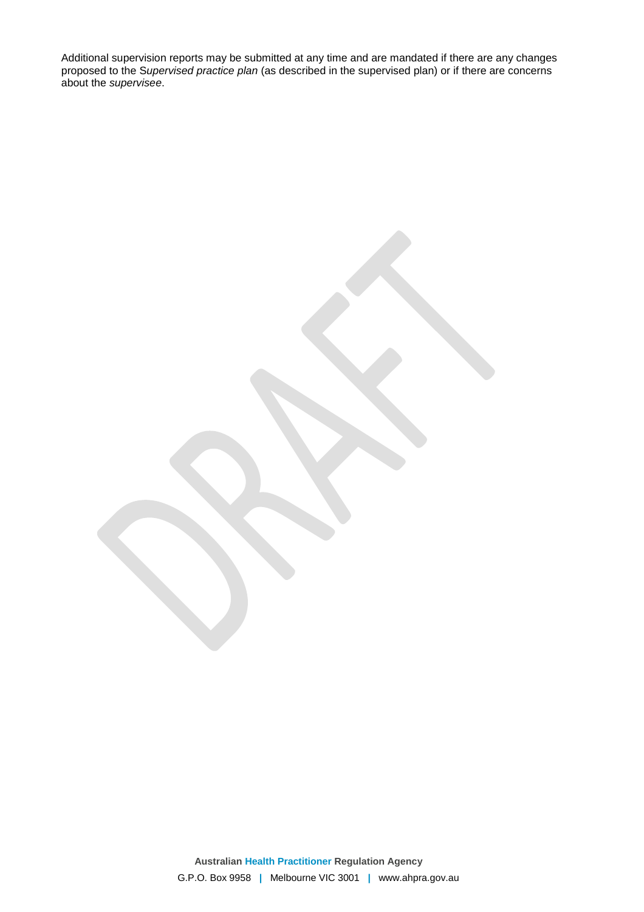Additional supervision reports may be submitted at any time and are mandated if there are any changes proposed to the S*upervised practice plan* (as described in the supervised plan) or if there are concerns about the *supervisee*.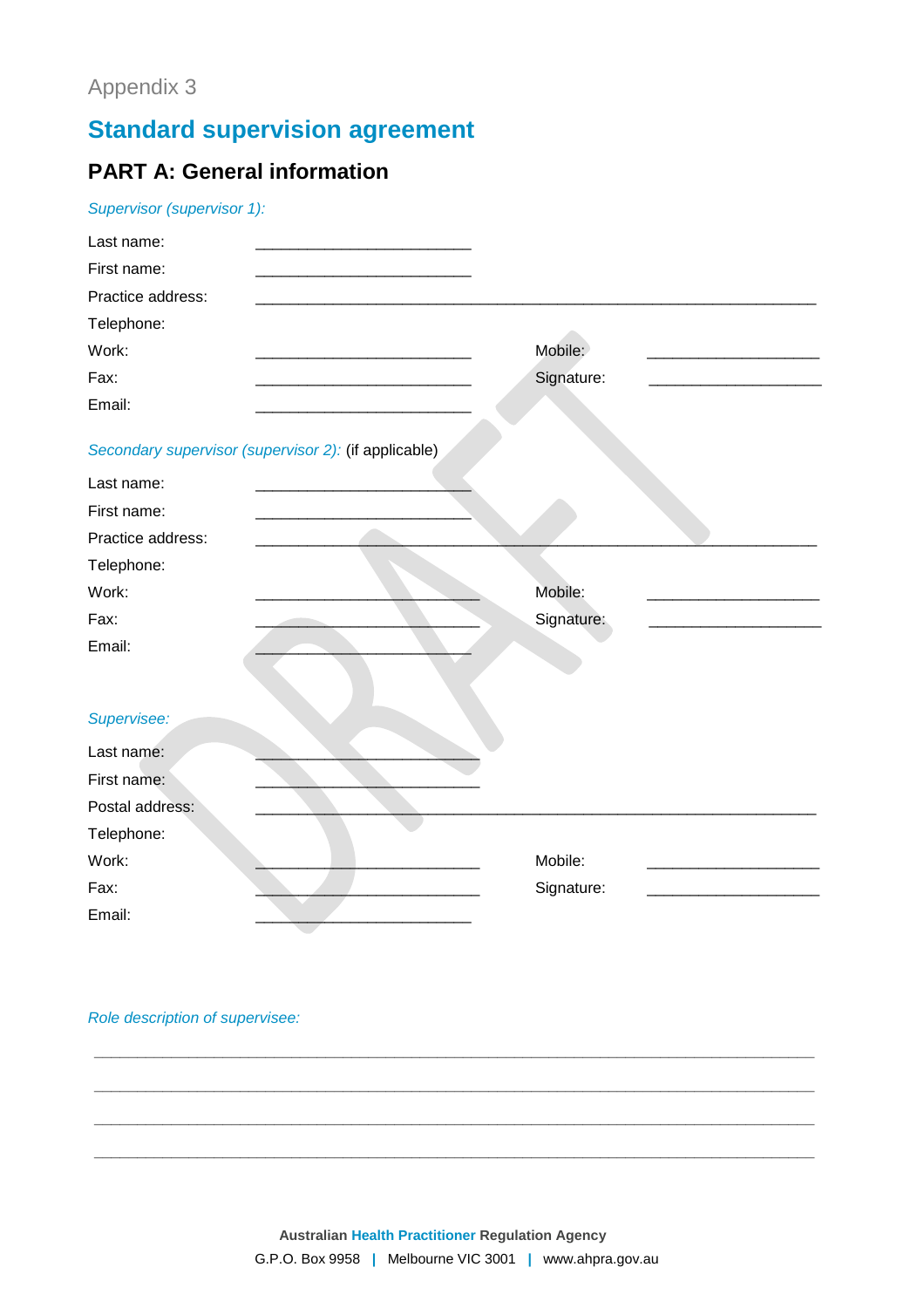Appendix 3

# Standard supervision agreement

## PART A: General information

*Supervisor (supervisor 1):*

Last name: ________________________

First name: ________________________

Practice address: ______________________________________________________________

Telephone:

Work: ________________________ Mobile: ____________________

Fax: ________________________ Signature: ____________________

Email: ________________________

*Secondary supervisor (supervisor 2):* (if applicable)

Last name: ________________________

First name: ________________________

Practice address: ______________________________________________________________

Telephone:

Work: ________________________ Mobile: ____________________

Fax: ________________________ Signature: ____________________

Email: ________________________

*Supervisee:*

Last name: ________________________

First name: ________________________

Postal address: ______________________________________________________________

Telephone:

Work: ________________________ Mobile: ____________________

Fax: ________________________ Signature: ____________________

Email: ________________________

*Role description of supervisee:*

________________________________________________________________________________

________________________________________________________________________________

________________________________________________________________________________

________________________________________________________________________________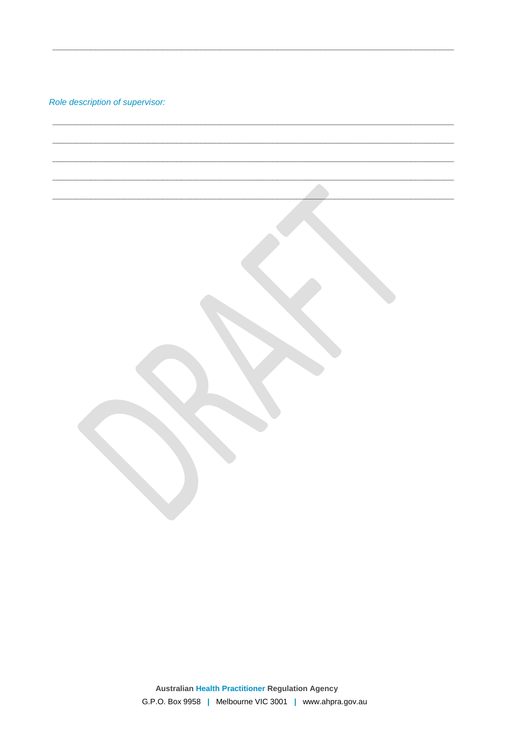\_\_\_\_\_\_\_\_\_\_\_\_\_\_\_\_\_\_\_\_\_\_\_\_\_\_\_\_\_\_\_\_\_\_\_\_\_\_\_\_\_\_\_\_\_\_\_\_\_\_\_\_\_\_\_\_\_\_\_\_\_\_\_\_\_\_\_\_\_\_\_\_\_\_\_\_\_\_

*Role description of supervisor:*

\_\_\_\_\_\_\_\_\_\_\_\_\_\_\_\_\_\_\_\_\_\_\_\_\_\_\_\_\_\_\_\_\_\_\_\_\_\_\_\_\_\_\_\_\_\_\_\_\_\_\_\_\_\_\_\_\_\_\_\_\_\_\_\_\_\_\_\_\_\_\_\_\_\_\_\_\_\_

\_\_\_\_\_\_\_\_\_\_\_\_\_\_\_\_\_\_\_\_\_\_\_\_\_\_\_\_\_\_\_\_\_\_\_\_\_\_\_\_\_\_\_\_\_\_\_\_\_\_\_\_\_\_\_\_\_\_\_\_\_\_\_\_\_\_\_\_\_\_\_\_\_\_\_\_\_\_

\_\_\_\_\_\_\_\_\_\_\_\_\_\_\_\_\_\_\_\_\_\_\_\_\_\_\_\_\_\_\_\_\_\_\_\_\_\_\_\_\_\_\_\_\_\_\_\_\_\_\_\_\_\_\_\_\_\_\_\_\_\_\_\_\_\_\_\_\_\_\_\_\_\_\_\_\_\_

\_\_\_\_\_\_\_\_\_\_\_\_\_\_\_\_\_\_\_\_\_\_\_\_\_\_\_\_\_\_\_\_\_\_\_\_\_\_\_\_\_\_\_\_\_\_\_\_\_\_\_\_\_\_\_\_\_\_\_\_\_\_\_\_\_\_\_\_\_\_\_\_\_\_\_\_\_\_

\_\_\_\_\_\_\_\_\_\_\_\_\_\_\_\_\_\_\_\_\_\_\_\_\_\_\_\_\_\_\_\_\_\_\_\_\_\_\_\_\_\_\_\_\_\_\_\_\_\_\_\_\_\_\_\_\_\_\_\_\_\_\_\_\_\_\_\_\_\_\_\_\_\_\_\_\_\_

DRAFT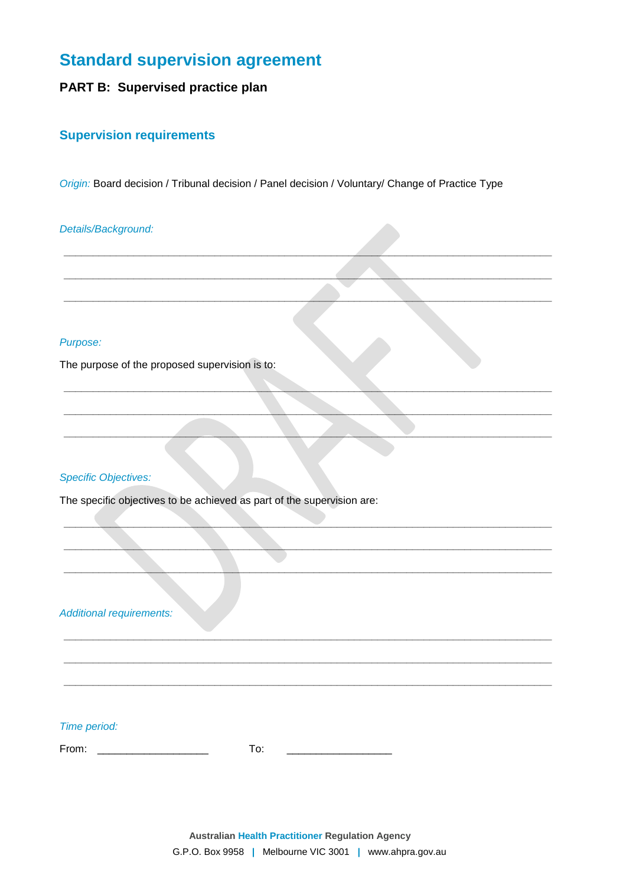# Standard supervision agreement

**PART B: Supervised practice plan**

## Supervision requirements

*Origin:* Board decision / Tribunal decision / Panel decision / Voluntary/ Change of Practice Type

*Details/Background:*

______________________________________________________________________________

______________________________________________________________________________

______________________________________________________________________________

*Purpose:*

The purpose of the proposed supervision is to:

______________________________________________________________________________

______________________________________________________________________________

______________________________________________________________________________

*Specific Objectives:*

The specific objectives to be achieved as part of the supervision are:

______________________________________________________________________________

______________________________________________________________________________

______________________________________________________________________________

*Additional requirements:*

______________________________________________________________________________

______________________________________________________________________________

______________________________________________________________________________

*Time period:*

From: ___________________ To: __________________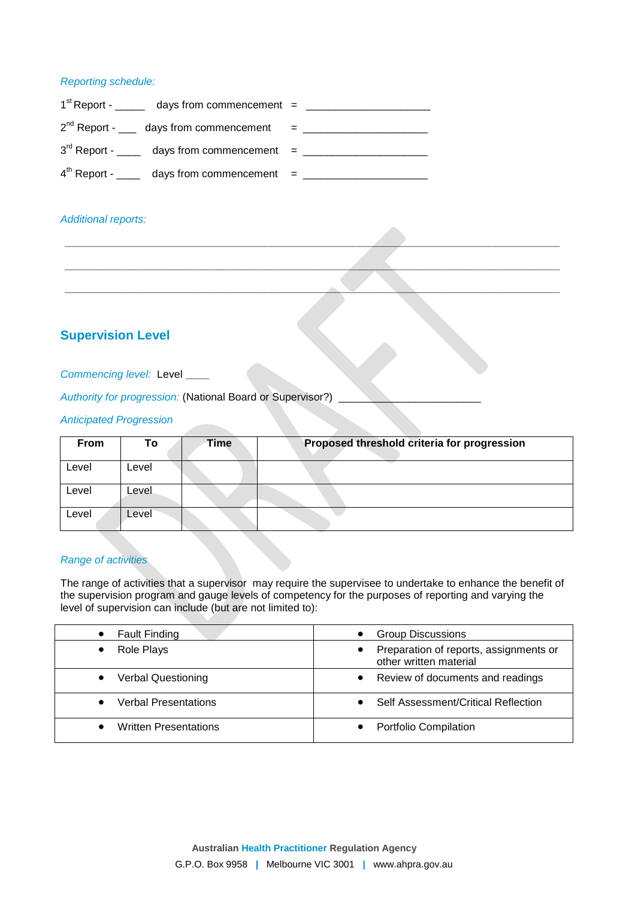*Reporting schedule:*

1st Report - _____ days from commencement = ____________________

2nd Report - ___ days from commencement = ____________________

3rd Report - ____ days from commencement = ____________________

4th Report - ____ days from commencement = ____________________

*Additional reports:*

______________________________________________________________________________

______________________________________________________________________________

______________________________________________________________________________

## Supervision Level

*Commencing level:* Level ____

*Authority for progression:* (National Board or Supervisor?) ______________________

*Anticipated Progression*

| From | To | Time | Proposed threshold criteria for progression |
|---|---|---|---|
| Level | Level | | |
| Level | Level | | |
| Level | Level | | |

*Range of activities*

The range of activities that a supervisor may require the supervisee to undertake to enhance the benefit of the supervision program and gauge levels of competency for the purposes of reporting and varying the level of supervision can include (but are not limited to):

| | |
|---|---|
| • Fault Finding | • Group Discussions |
| • Role Plays | • Preparation of reports, assignments or other written material |
| • Verbal Questioning | • Review of documents and readings |
| • Verbal Presentations | • Self Assessment/Critical Reflection |
| • Written Presentations | • Portfolio Compilation |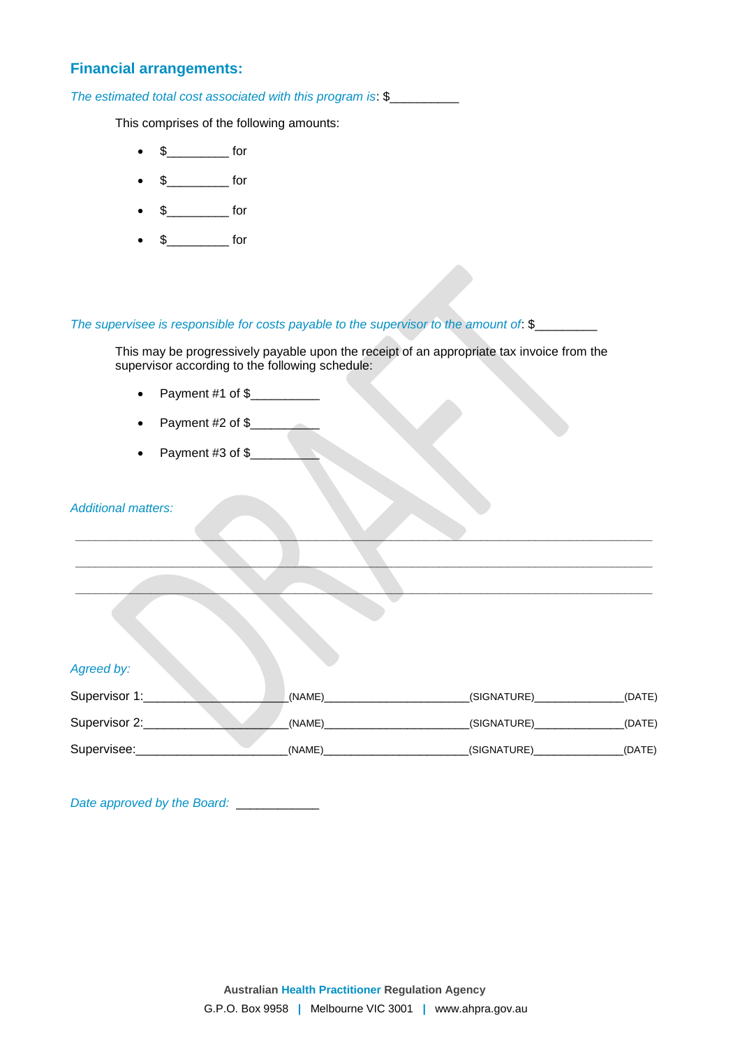## Financial arrangements:

*The estimated total cost associated with this program is*: $__________

This comprises of the following amounts:

- $_________ for
- $_________ for
- $_________ for
- $_________ for

*The supervisee is responsible for costs payable to the supervisor to the amount of*: $_________

This may be progressively payable upon the receipt of an appropriate tax invoice from the supervisor according to the following schedule:

- Payment #1 of $__________
- Payment #2 of $__________
- Payment #3 of $__________

*Additional matters:*

______________________________________________________________________________

______________________________________________________________________________

______________________________________________________________________________

*Agreed by:*

Supervisor 1:______________________(NAME)______________________(SIGNATURE)______________(DATE)

Supervisor 2:______________________(NAME)______________________(SIGNATURE)______________(DATE)

Supervisee:_______________________(NAME)______________________(SIGNATURE)______________(DATE)

*Date approved by the Board:* ____________

**Australian Health Practitioner Regulation Agency**

G.P.O. Box 9958 | Melbourne VIC 3001 | www.ahpra.gov.au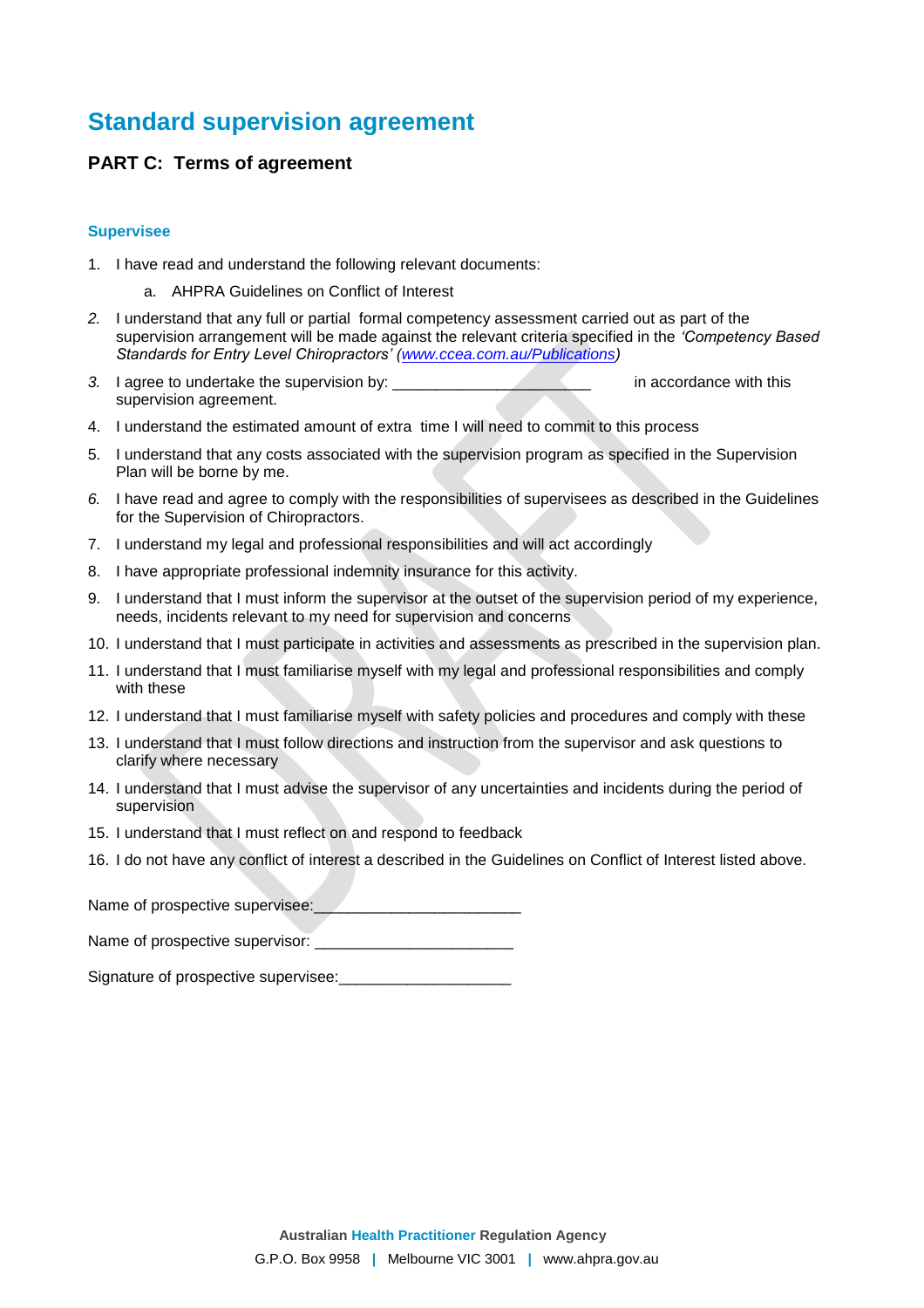# Standard supervision agreement

## PART C: Terms of agreement

### Supervisee

1. I have read and understand the following relevant documents:
    a. AHPRA Guidelines on Conflict of Interest
2. I understand that any full or partial formal competency assessment carried out as part of the supervision arrangement will be made against the relevant criteria specified in the *'Competency Based Standards for Entry Level Chiropractors' (www.ccea.com.au/Publications)*
3. I agree to undertake the supervision by: _______________________ in accordance with this supervision agreement.
4. I understand the estimated amount of extra time I will need to commit to this process
5. I understand that any costs associated with the supervision program as specified in the Supervision Plan will be borne by me.
6. I have read and agree to comply with the responsibilities of supervisees as described in the Guidelines for the Supervision of Chiropractors.
7. I understand my legal and professional responsibilities and will act accordingly
8. I have appropriate professional indemnity insurance for this activity.
9. I understand that I must inform the supervisor at the outset of the supervision period of my experience, needs, incidents relevant to my need for supervision and concerns
10. I understand that I must participate in activities and assessments as prescribed in the supervision plan.
11. I understand that I must familiarise myself with my legal and professional responsibilities and comply with these
12. I understand that I must familiarise myself with safety policies and procedures and comply with these
13. I understand that I must follow directions and instruction from the supervisor and ask questions to clarify where necessary
14. I understand that I must advise the supervisor of any uncertainties and incidents during the period of supervision
15. I understand that I must reflect on and respond to feedback
16. I do not have any conflict of interest a described in the Guidelines on Conflict of Interest listed above.

Name of prospective supervisee:________________________

Name of prospective supervisor: _______________________

Signature of prospective supervisee:____________________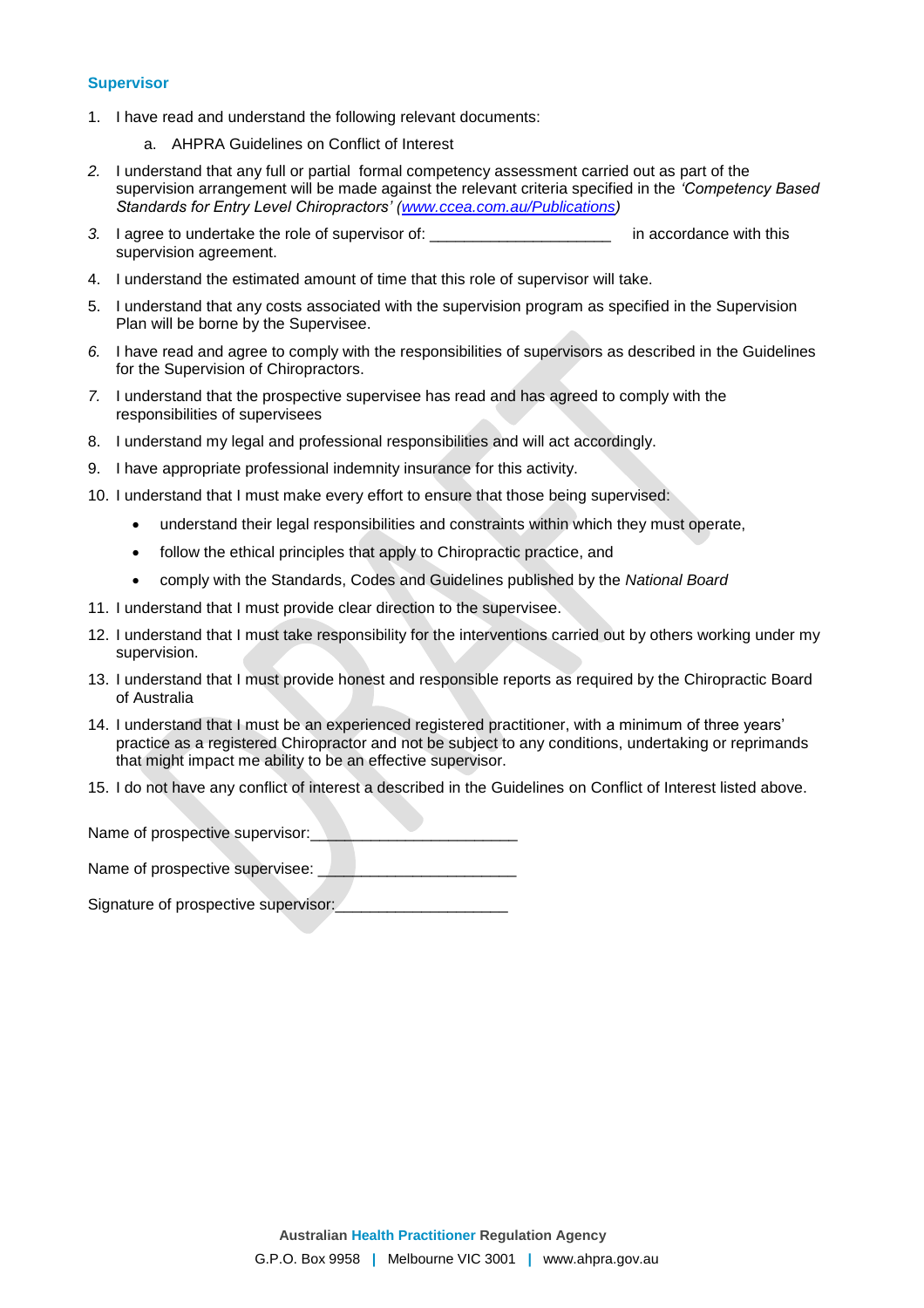## Supervisor

1. I have read and understand the following relevant documents:
   a. AHPRA Guidelines on Conflict of Interest
2. I understand that any full or partial formal competency assessment carried out as part of the supervision arrangement will be made against the relevant criteria specified in the *'Competency Based Standards for Entry Level Chiropractors' ([www.ccea.com.au/Publications](www.ccea.com.au/Publications))*
3. I agree to undertake the role of supervisor of: ____________________ in accordance with this supervision agreement.
4. I understand the estimated amount of time that this role of supervisor will take.
5. I understand that any costs associated with the supervision program as specified in the Supervision Plan will be borne by the Supervisee.
6. I have read and agree to comply with the responsibilities of supervisors as described in the Guidelines for the Supervision of Chiropractors.
7. I understand that the prospective supervisee has read and has agreed to comply with the responsibilities of supervisees
8. I understand my legal and professional responsibilities and will act accordingly.
9. I have appropriate professional indemnity insurance for this activity.
10. I understand that I must make every effort to ensure that those being supervised:
    - understand their legal responsibilities and constraints within which they must operate,
    - follow the ethical principles that apply to Chiropractic practice, and
    - comply with the Standards, Codes and Guidelines published by the *National Board*
11. I understand that I must provide clear direction to the supervisee.
12. I understand that I must take responsibility for the interventions carried out by others working under my supervision.
13. I understand that I must provide honest and responsible reports as required by the Chiropractic Board of Australia
14. I understand that I must be an experienced registered practitioner, with a minimum of three years' practice as a registered Chiropractor and not be subject to any conditions, undertaking or reprimands that might impact me ability to be an effective supervisor.
15. I do not have any conflict of interest a described in the Guidelines on Conflict of Interest listed above.

Name of prospective supervisor:_______________________

Name of prospective supervisee: _______________________

Signature of prospective supervisor:____________________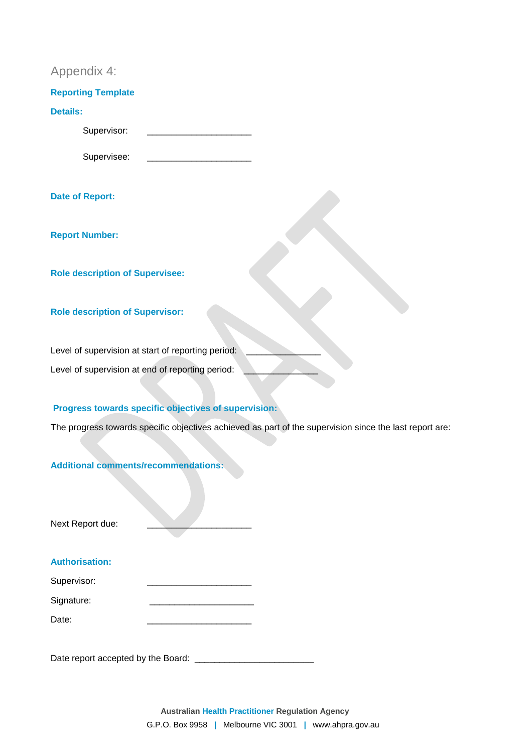# Appendix 4:

## Reporting Template

### Details:

Supervisor: _____________________

Supervisee: _____________________

### Date of Report:

### Report Number:

### Role description of Supervisee:

### Role description of Supervisor:

Level of supervision at start of reporting period: _______________

Level of supervision at end of reporting period: _______________

### Progress towards specific objectives of supervision:

The progress towards specific objectives achieved as part of the supervision since the last report are:

### Additional comments/recommendations:

Next Report due: _____________________

### Authorisation:

Supervisor: _____________________

Signature: _____________________

Date: _____________________

Date report accepted by the Board: ________________________

Australian Health Practitioner Regulation Agency

G.P.O. Box 9958 | Melbourne VIC 3001 | www.ahpra.gov.au